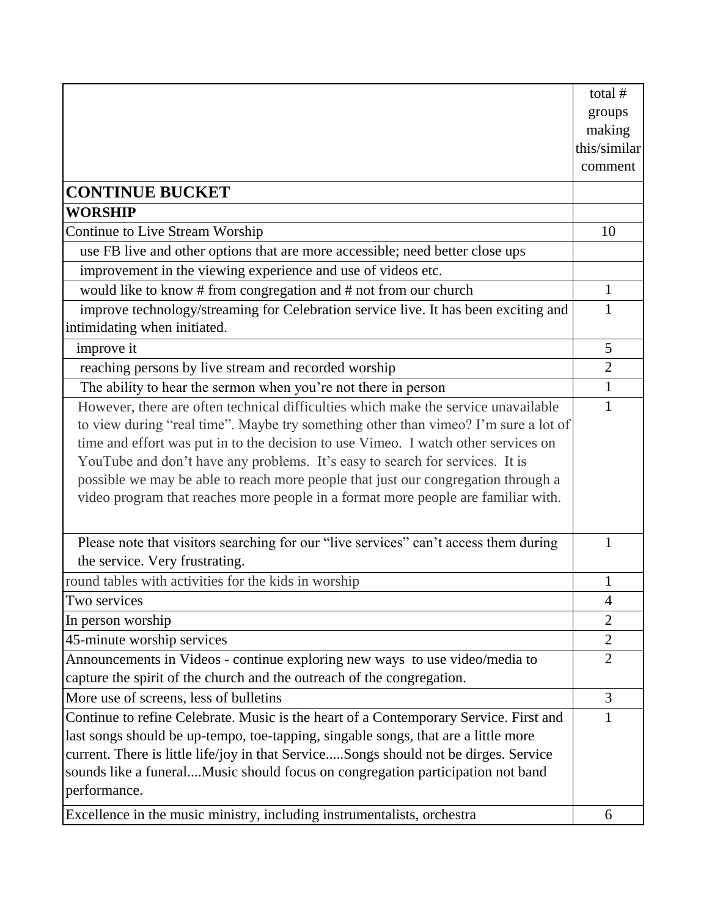| | total # groups making this/similar comment |
|---|---|
| **CONTINUE BUCKET** | |
| **WORSHIP** | |
| Continue to Live Stream Worship | 10 |
| use FB live and other options that are more accessible; need better close ups | |
| improvement in the viewing experience and use of videos etc. | |
| would like to know # from congregation and # not from our church | 1 |
| improve technology/streaming for Celebration service live. It has been exciting and intimidating when initiated. | 1 |
| improve it | 5 |
| reaching persons by live stream and recorded worship | 2 |
| The ability to hear the sermon when you're not there in person | 1 |
| However, there are often technical difficulties which make the service unavailable to view during "real time". Maybe try something other than vimeo? I'm sure a lot of time and effort was put in to the decision to use Vimeo. I watch other services on YouTube and don't have any problems. It's easy to search for services. It is possible we may be able to reach more people that just our congregation through a video program that reaches more people in a format more people are familiar with. | 1 |
| Please note that visitors searching for our "live services" can't access them during the service. Very frustrating. | 1 |
| round tables with activities for the kids in worship | 1 |
| Two services | 4 |
| In person worship | 2 |
| 45-minute worship services | 2 |
| Announcements in Videos - continue exploring new ways to use video/media to capture the spirit of the church and the outreach of the congregation. | 2 |
| More use of screens, less of bulletins | 3 |
| Continue to refine Celebrate. Music is the heart of a Contemporary Service. First and last songs should be up-tempo, toe-tapping, singable songs, that are a little more current. There is little life/joy in that Service.....Songs should not be dirges. Service sounds like a funeral....Music should focus on congregation participation not band performance. | 1 |
| Excellence in the music ministry, including instrumentalists, orchestra | 6 |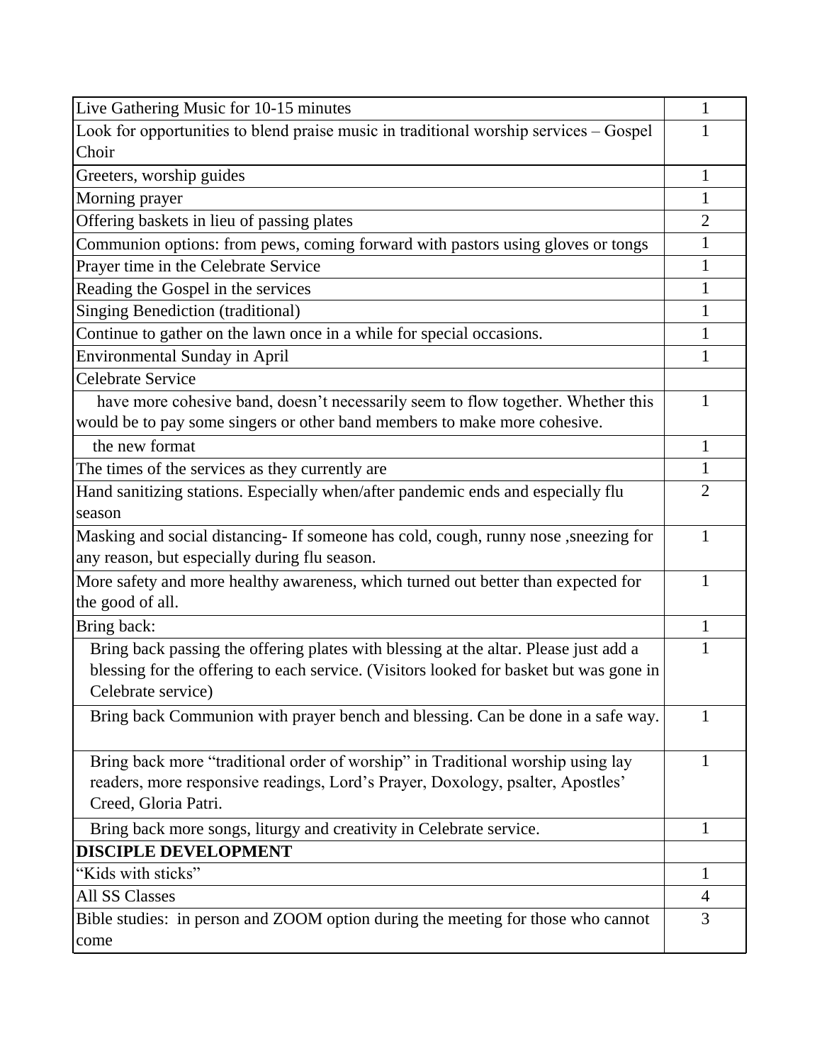| | |
|---|---|
| Live Gathering Music for 10-15 minutes | 1 |
| Look for opportunities to blend praise music in traditional worship services – Gospel Choir | 1 |
| Greeters, worship guides | 1 |
| Morning prayer | 1 |
| Offering baskets in lieu of passing plates | 2 |
| Communion options: from pews, coming forward with pastors using gloves or tongs | 1 |
| Prayer time in the Celebrate Service | 1 |
| Reading the Gospel in the services | 1 |
| Singing Benediction (traditional) | 1 |
| Continue to gather on the lawn once in a while for special occasions. | 1 |
| Environmental Sunday in April | 1 |
| Celebrate Service | |
| have more cohesive band, doesn't necessarily seem to flow together. Whether this would be to pay some singers or other band members to make more cohesive. | 1 |
| the new format | 1 |
| The times of the services as they currently are | 1 |
| Hand sanitizing stations. Especially when/after pandemic ends and especially flu season | 2 |
| Masking and social distancing- If someone has cold, cough, runny nose ,sneezing for any reason, but especially during flu season. | 1 |
| More safety and more healthy awareness, which turned out better than expected for the good of all. | 1 |
| Bring back: | 1 |
| Bring back passing the offering plates with blessing at the altar. Please just add a blessing for the offering to each service. (Visitors looked for basket but was gone in Celebrate service) | 1 |
| Bring back Communion with prayer bench and blessing. Can be done in a safe way. | 1 |
| Bring back more "traditional order of worship" in Traditional worship using lay readers, more responsive readings, Lord's Prayer, Doxology, psalter, Apostles' Creed, Gloria Patri. | 1 |
| Bring back more songs, liturgy and creativity in Celebrate service. | 1 |
| **DISCIPLE DEVELOPMENT** | |
| "Kids with sticks" | 1 |
| All SS Classes | 4 |
| Bible studies: in person and ZOOM option during the meeting for those who cannot come | 3 |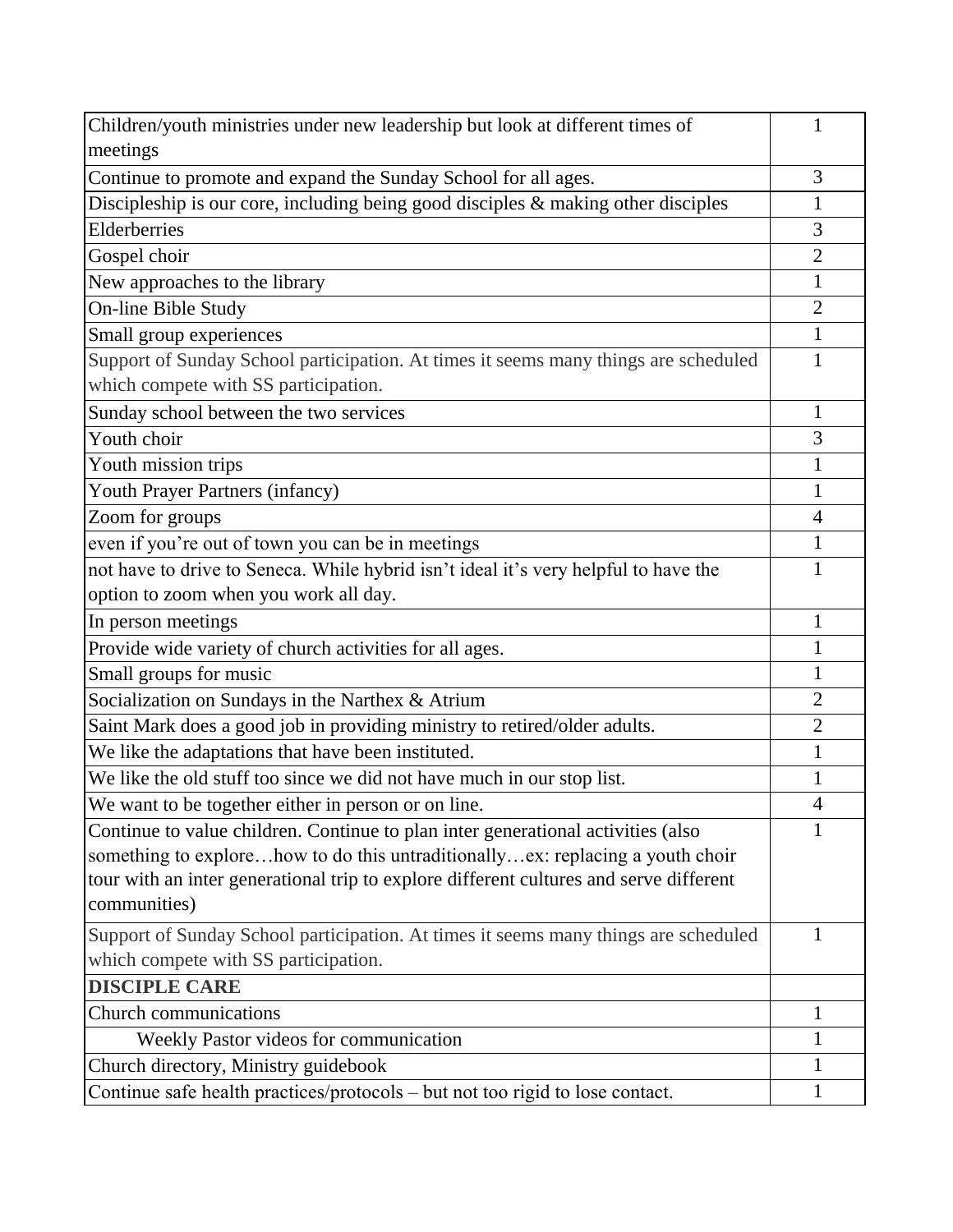| | |
|---|---|
| Children/youth ministries under new leadership but look at different times of meetings | 1 |
| Continue to promote and expand the Sunday School for all ages. | 3 |
| Discipleship is our core, including being good disciples & making other disciples | 1 |
| Elderberries | 3 |
| Gospel choir | 2 |
| New approaches to the library | 1 |
| On-line Bible Study | 2 |
| Small group experiences | 1 |
| Support of Sunday School participation. At times it seems many things are scheduled which compete with SS participation. | 1 |
| Sunday school between the two services | 1 |
| Youth choir | 3 |
| Youth mission trips | 1 |
| Youth Prayer Partners (infancy) | 1 |
| Zoom for groups | 4 |
| even if you're out of town you can be in meetings | 1 |
| not have to drive to Seneca. While hybrid isn't ideal it's very helpful to have the option to zoom when you work all day. | 1 |
| In person meetings | 1 |
| Provide wide variety of church activities for all ages. | 1 |
| Small groups for music | 1 |
| Socialization on Sundays in the Narthex & Atrium | 2 |
| Saint Mark does a good job in providing ministry to retired/older adults. | 2 |
| We like the adaptations that have been instituted. | 1 |
| We like the old stuff too since we did not have much in our stop list. | 1 |
| We want to be together either in person or on line. | 4 |
| Continue to value children. Continue to plan inter generational activities (also something to explore…how to do this untraditionally…ex: replacing a youth choir tour with an inter generational trip to explore different cultures and serve different communities) | 1 |
| Support of Sunday School participation. At times it seems many things are scheduled which compete with SS participation. | 1 |
| **DISCIPLE CARE** | |
| Church communications | 1 |
| Weekly Pastor videos for communication | 1 |
| Church directory, Ministry guidebook | 1 |
| Continue safe health practices/protocols – but not too rigid to lose contact. | 1 |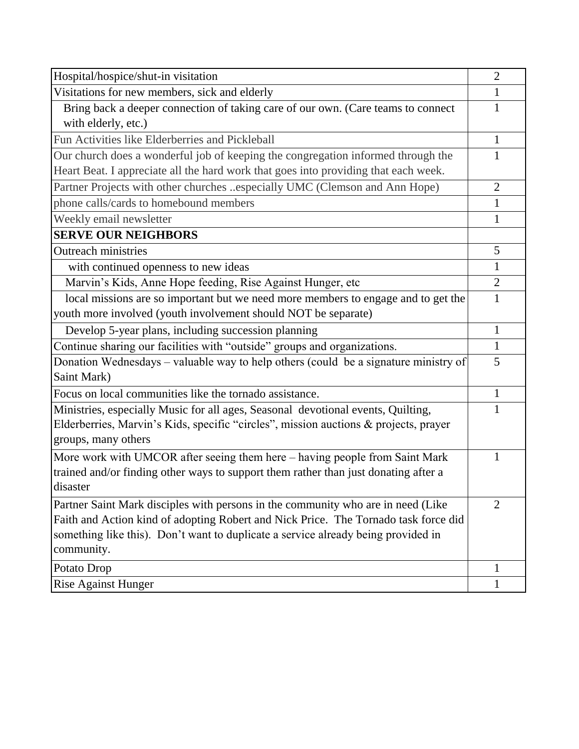| | |
|---|---|
| Hospital/hospice/shut-in visitation | 2 |
| Visitations for new members, sick and elderly | 1 |
| Bring back a deeper connection of taking care of our own. (Care teams to connect with elderly, etc.) | 1 |
| Fun Activities like Elderberries and Pickleball | 1 |
| Our church does a wonderful job of keeping the congregation informed through the Heart Beat. I appreciate all the hard work that goes into providing that each week. | 1 |
| Partner Projects with other churches ..especially UMC (Clemson and Ann Hope) | 2 |
| phone calls/cards to homebound members | 1 |
| Weekly email newsletter | 1 |
| **SERVE OUR NEIGHBORS** | |
| Outreach ministries | 5 |
| with continued openness to new ideas | 1 |
| Marvin's Kids, Anne Hope feeding, Rise Against Hunger, etc | 2 |
| local missions are so important but we need more members to engage and to get the youth more involved (youth involvement should NOT be separate) | 1 |
| Develop 5-year plans, including succession planning | 1 |
| Continue sharing our facilities with "outside" groups and organizations. | 1 |
| Donation Wednesdays – valuable way to help others (could be a signature ministry of Saint Mark) | 5 |
| Focus on local communities like the tornado assistance. | 1 |
| Ministries, especially Music for all ages, Seasonal devotional events, Quilting, Elderberries, Marvin's Kids, specific "circles", mission auctions & projects, prayer groups, many others | 1 |
| More work with UMCOR after seeing them here – having people from Saint Mark trained and/or finding other ways to support them rather than just donating after a disaster | 1 |
| Partner Saint Mark disciples with persons in the community who are in need (Like Faith and Action kind of adopting Robert and Nick Price. The Tornado task force did something like this). Don't want to duplicate a service already being provided in community. | 2 |
| Potato Drop | 1 |
| Rise Against Hunger | 1 |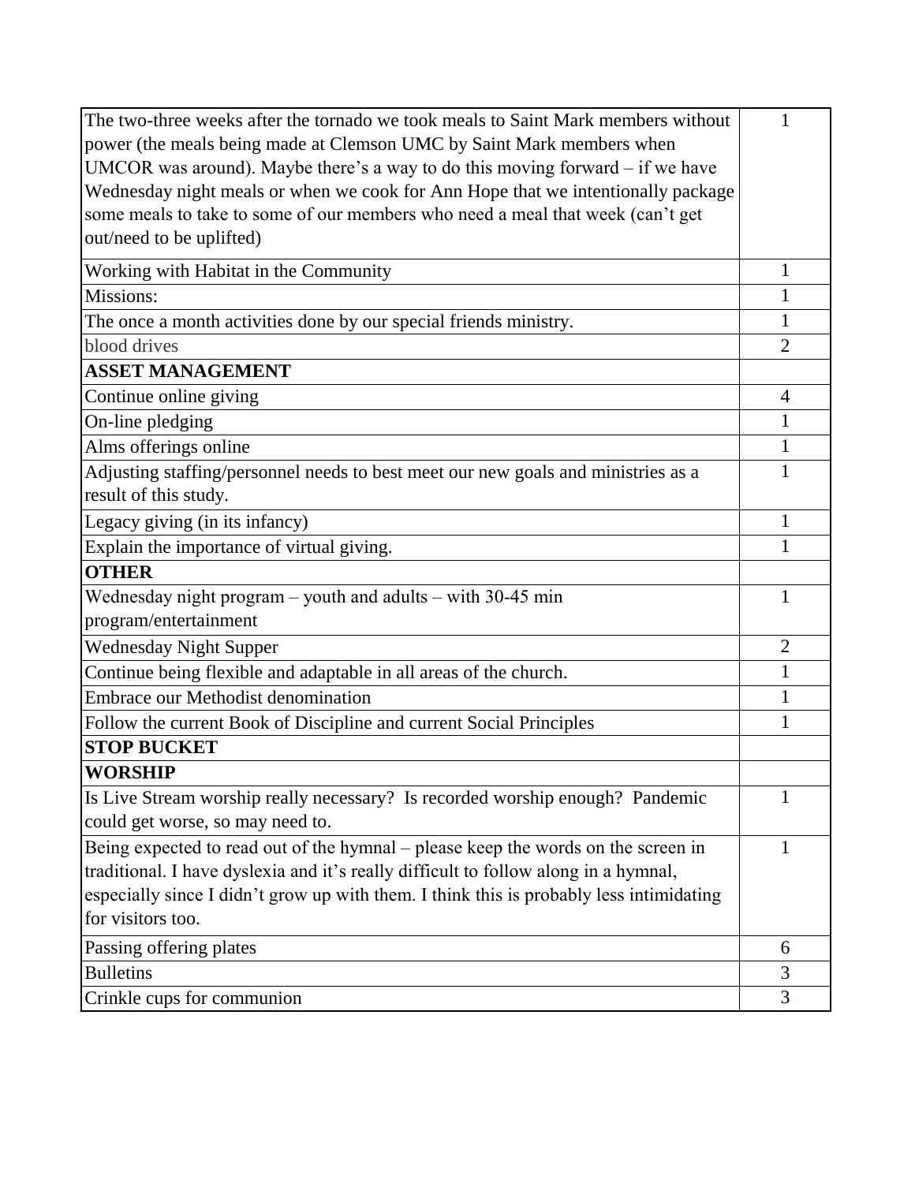| | |
|---|---|
| The two-three weeks after the tornado we took meals to Saint Mark members without power (the meals being made at Clemson UMC by Saint Mark members when UMCOR was around). Maybe there's a way to do this moving forward – if we have Wednesday night meals or when we cook for Ann Hope that we intentionally package some meals to take to some of our members who need a meal that week (can't get out/need to be uplifted) | 1 |
| Working with Habitat in the Community | 1 |
| Missions: | 1 |
| The once a month activities done by our special friends ministry. | 1 |
| blood drives | 2 |
| **ASSET MANAGEMENT** | |
| Continue online giving | 4 |
| On-line pledging | 1 |
| Alms offerings online | 1 |
| Adjusting staffing/personnel needs to best meet our new goals and ministries as a result of this study. | 1 |
| Legacy giving (in its infancy) | 1 |
| Explain the importance of virtual giving. | 1 |
| **OTHER** | |
| Wednesday night program – youth and adults – with 30-45 min program/entertainment | 1 |
| Wednesday Night Supper | 2 |
| Continue being flexible and adaptable in all areas of the church. | 1 |
| Embrace our Methodist denomination | 1 |
| Follow the current Book of Discipline and current Social Principles | 1 |
| **STOP BUCKET** | |
| **WORSHIP** | |
| Is Live Stream worship really necessary? Is recorded worship enough? Pandemic could get worse, so may need to. | 1 |
| Being expected to read out of the hymnal – please keep the words on the screen in traditional. I have dyslexia and it's really difficult to follow along in a hymnal, especially since I didn't grow up with them. I think this is probably less intimidating for visitors too. | 1 |
| Passing offering plates | 6 |
| Bulletins | 3 |
| Crinkle cups for communion | 3 |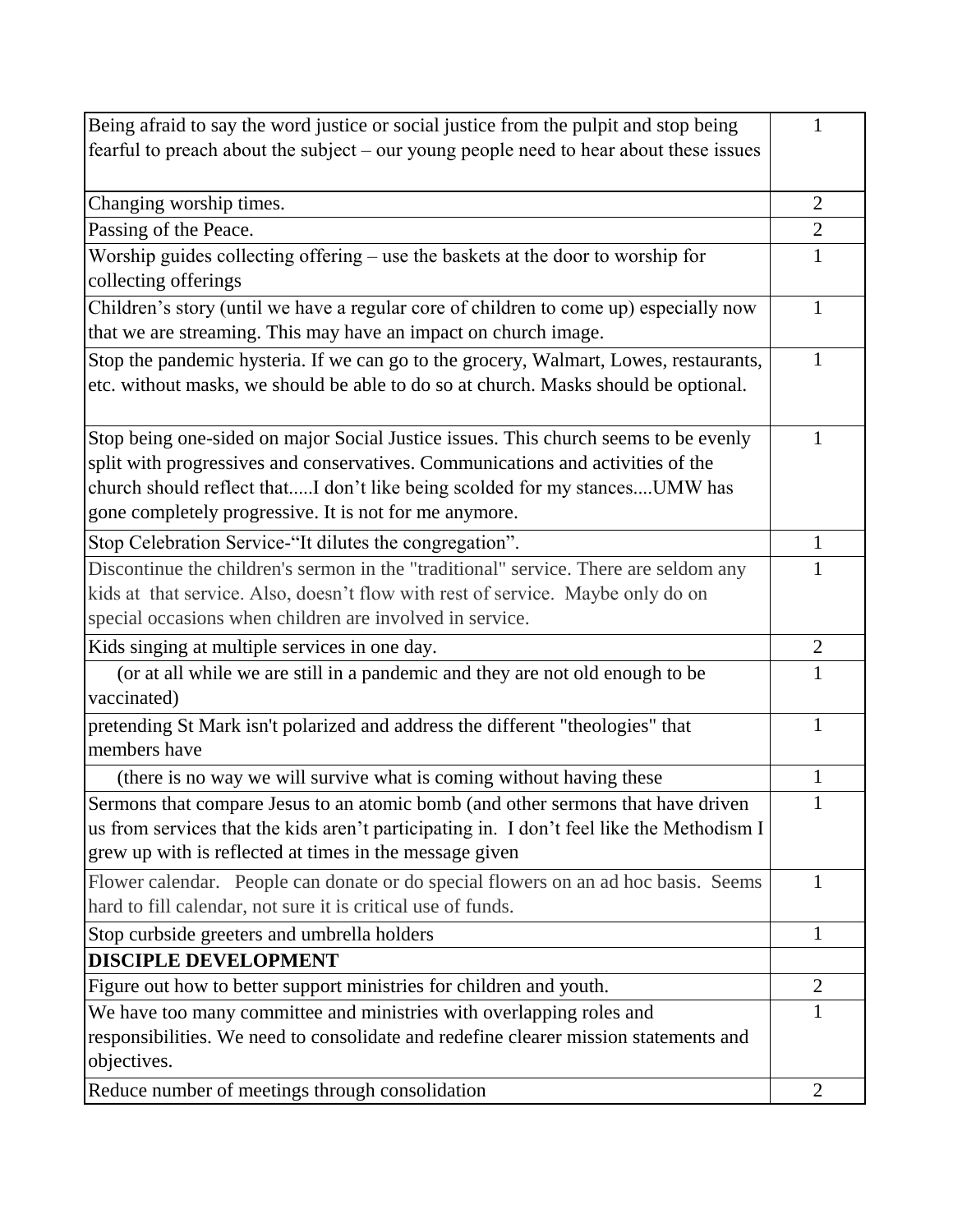| | |
|---|---|
| Being afraid to say the word justice or social justice from the pulpit and stop being fearful to preach about the subject – our young people need to hear about these issues | 1 |
| Changing worship times. | 2 |
| Passing of the Peace. | 2 |
| Worship guides collecting offering – use the baskets at the door to worship for collecting offerings | 1 |
| Children's story (until we have a regular core of children to come up) especially now that we are streaming. This may have an impact on church image. | 1 |
| Stop the pandemic hysteria. If we can go to the grocery, Walmart, Lowes, restaurants, etc. without masks, we should be able to do so at church. Masks should be optional. | 1 |
| Stop being one-sided on major Social Justice issues. This church seems to be evenly split with progressives and conservatives. Communications and activities of the church should reflect that.....I don't like being scolded for my stances....UMW has gone completely progressive. It is not for me anymore. | 1 |
| Stop Celebration Service-"It dilutes the congregation". | 1 |
| Discontinue the children's sermon in the "traditional" service. There are seldom any kids at that service. Also, doesn't flow with rest of service. Maybe only do on special occasions when children are involved in service. | 1 |
| Kids singing at multiple services in one day. | 2 |
| (or at all while we are still in a pandemic and they are not old enough to be vaccinated) | 1 |
| pretending St Mark isn't polarized and address the different "theologies" that members have | 1 |
| (there is no way we will survive what is coming without having these | 1 |
| Sermons that compare Jesus to an atomic bomb (and other sermons that have driven us from services that the kids aren't participating in. I don't feel like the Methodism I grew up with is reflected at times in the message given | 1 |
| Flower calendar. People can donate or do special flowers on an ad hoc basis. Seems hard to fill calendar, not sure it is critical use of funds. | 1 |
| Stop curbside greeters and umbrella holders | 1 |
| **DISCIPLE DEVELOPMENT** | |
| Figure out how to better support ministries for children and youth. | 2 |
| We have too many committee and ministries with overlapping roles and responsibilities. We need to consolidate and redefine clearer mission statements and objectives. | 1 |
| Reduce number of meetings through consolidation | 2 |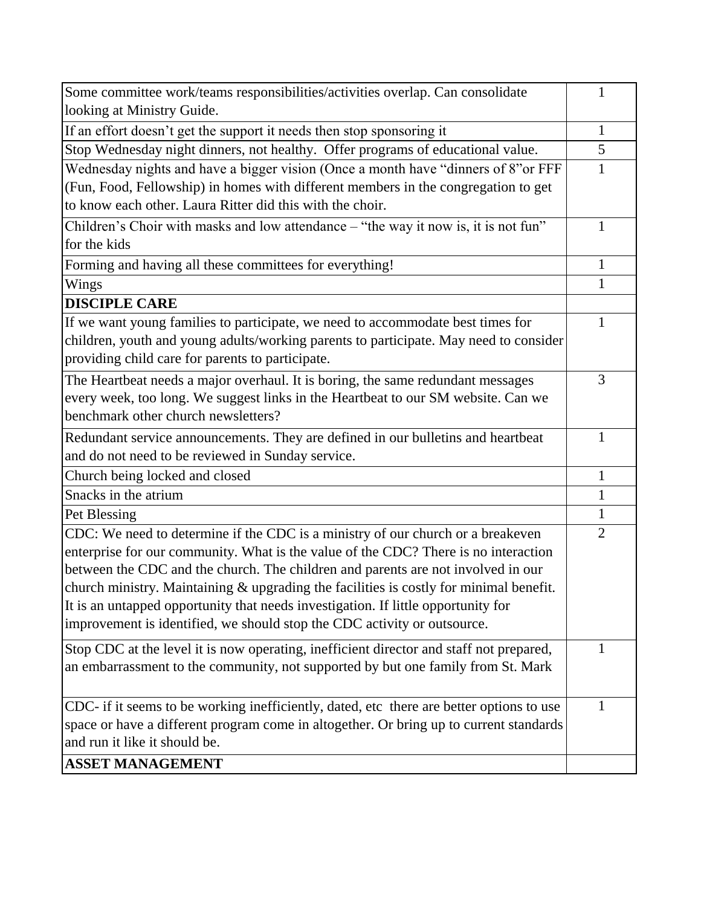| | |
|---|---|
| Some committee work/teams responsibilities/activities overlap. Can consolidate looking at Ministry Guide. | 1 |
| If an effort doesn't get the support it needs then stop sponsoring it | 1 |
| Stop Wednesday night dinners, not healthy. Offer programs of educational value. | 5 |
| Wednesday nights and have a bigger vision (Once a month have "dinners of 8"or FFF (Fun, Food, Fellowship) in homes with different members in the congregation to get to know each other. Laura Ritter did this with the choir. | 1 |
| Children's Choir with masks and low attendance – "the way it now is, it is not fun" for the kids | 1 |
| Forming and having all these committees for everything! | 1 |
| Wings | 1 |
| **DISCIPLE CARE** | |
| If we want young families to participate, we need to accommodate best times for children, youth and young adults/working parents to participate. May need to consider providing child care for parents to participate. | 1 |
| The Heartbeat needs a major overhaul. It is boring, the same redundant messages every week, too long. We suggest links in the Heartbeat to our SM website. Can we benchmark other church newsletters? | 3 |
| Redundant service announcements. They are defined in our bulletins and heartbeat and do not need to be reviewed in Sunday service. | 1 |
| Church being locked and closed | 1 |
| Snacks in the atrium | 1 |
| Pet Blessing | 1 |
| CDC: We need to determine if the CDC is a ministry of our church or a breakeven enterprise for our community. What is the value of the CDC? There is no interaction between the CDC and the church. The children and parents are not involved in our church ministry. Maintaining & upgrading the facilities is costly for minimal benefit. It is an untapped opportunity that needs investigation. If little opportunity for improvement is identified, we should stop the CDC activity or outsource. | 2 |
| Stop CDC at the level it is now operating, inefficient director and staff not prepared, an embarrassment to the community, not supported by but one family from St. Mark | 1 |
| CDC- if it seems to be working inefficiently, dated, etc there are better options to use space or have a different program come in altogether. Or bring up to current standards and run it like it should be. | 1 |
| **ASSET MANAGEMENT** | |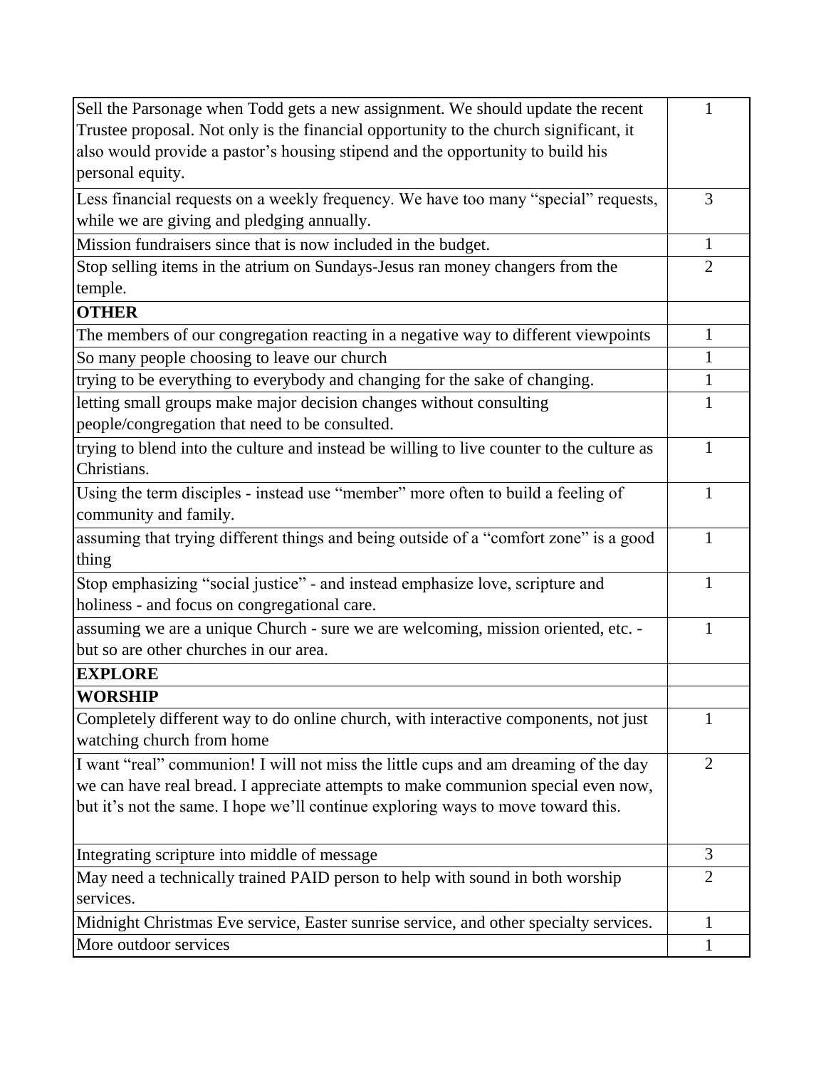| | |
|---|---|
| Sell the Parsonage when Todd gets a new assignment. We should update the recent Trustee proposal. Not only is the financial opportunity to the church significant, it also would provide a pastor's housing stipend and the opportunity to build his personal equity. | 1 |
| Less financial requests on a weekly frequency. We have too many "special" requests, while we are giving and pledging annually. | 3 |
| Mission fundraisers since that is now included in the budget. | 1 |
| Stop selling items in the atrium on Sundays-Jesus ran money changers from the temple. | 2 |
| **OTHER** | |
| The members of our congregation reacting in a negative way to different viewpoints | 1 |
| So many people choosing to leave our church | 1 |
| trying to be everything to everybody and changing for the sake of changing. | 1 |
| letting small groups make major decision changes without consulting people/congregation that need to be consulted. | 1 |
| trying to blend into the culture and instead be willing to live counter to the culture as Christians. | 1 |
| Using the term disciples - instead use "member" more often to build a feeling of community and family. | 1 |
| assuming that trying different things and being outside of a "comfort zone" is a good thing | 1 |
| Stop emphasizing "social justice" - and instead emphasize love, scripture and holiness - and focus on congregational care. | 1 |
| assuming we are a unique Church - sure we are welcoming, mission oriented, etc. - but so are other churches in our area. | 1 |
| **EXPLORE** | |
| **WORSHIP** | |
| Completely different way to do online church, with interactive components, not just watching church from home | 1 |
| I want "real" communion! I will not miss the little cups and am dreaming of the day we can have real bread. I appreciate attempts to make communion special even now, but it's not the same. I hope we'll continue exploring ways to move toward this. | 2 |
| Integrating scripture into middle of message | 3 |
| May need a technically trained PAID person to help with sound in both worship services. | 2 |
| Midnight Christmas Eve service, Easter sunrise service, and other specialty services. | 1 |
| More outdoor services | 1 |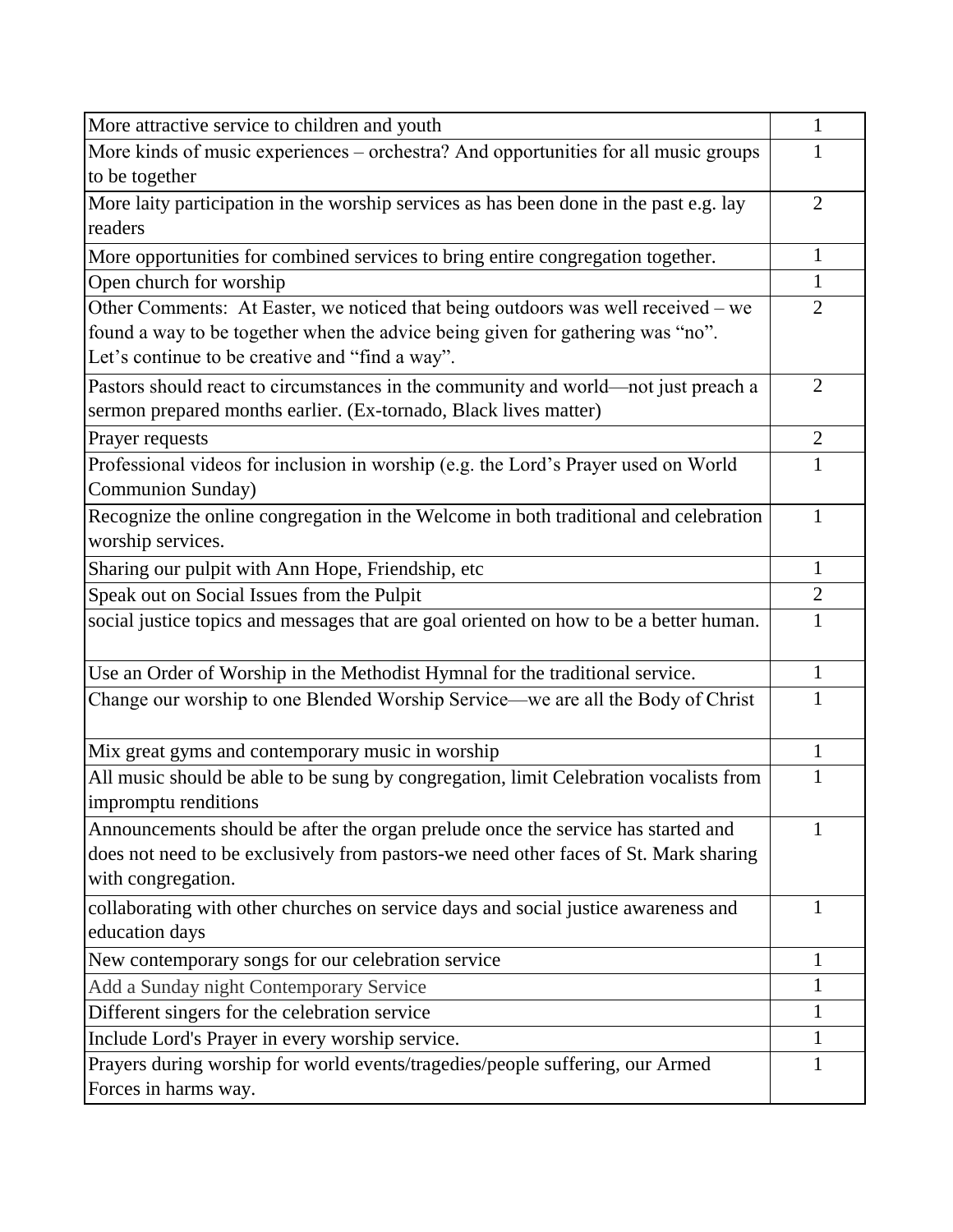| | |
|---|---|
| More attractive service to children and youth | 1 |
| More kinds of music experiences – orchestra? And opportunities for all music groups to be together | 1 |
| More laity participation in the worship services as has been done in the past e.g. lay readers | 2 |
| More opportunities for combined services to bring entire congregation together. | 1 |
| Open church for worship | 1 |
| Other Comments: At Easter, we noticed that being outdoors was well received – we found a way to be together when the advice being given for gathering was "no". Let's continue to be creative and "find a way". | 2 |
| Pastors should react to circumstances in the community and world—not just preach a sermon prepared months earlier. (Ex-tornado, Black lives matter) | 2 |
| Prayer requests | 2 |
| Professional videos for inclusion in worship (e.g. the Lord's Prayer used on World Communion Sunday) | 1 |
| Recognize the online congregation in the Welcome in both traditional and celebration worship services. | 1 |
| Sharing our pulpit with Ann Hope, Friendship, etc | 1 |
| Speak out on Social Issues from the Pulpit | 2 |
| social justice topics and messages that are goal oriented on how to be a better human. | 1 |
| Use an Order of Worship in the Methodist Hymnal for the traditional service. | 1 |
| Change our worship to one Blended Worship Service—we are all the Body of Christ | 1 |
| Mix great gyms and contemporary music in worship | 1 |
| All music should be able to be sung by congregation, limit Celebration vocalists from impromptu renditions | 1 |
| Announcements should be after the organ prelude once the service has started and does not need to be exclusively from pastors-we need other faces of St. Mark sharing with congregation. | 1 |
| collaborating with other churches on service days and social justice awareness and education days | 1 |
| New contemporary songs for our celebration service | 1 |
| Add a Sunday night Contemporary Service | 1 |
| Different singers for the celebration service | 1 |
| Include Lord's Prayer in every worship service. | 1 |
| Prayers during worship for world events/tragedies/people suffering, our Armed Forces in harms way. | 1 |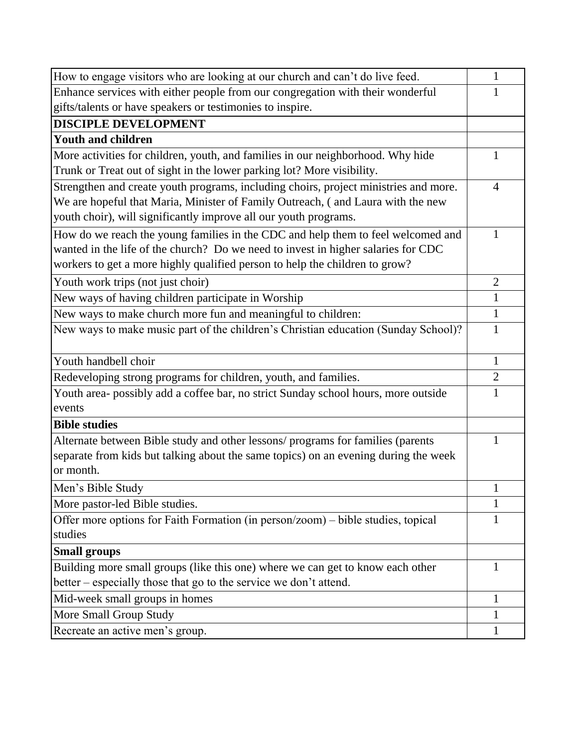| | |
|---|---|
| How to engage visitors who are looking at our church and can't do live feed. | 1 |
| Enhance services with either people from our congregation with their wonderful gifts/talents or have speakers or testimonies to inspire. | 1 |
| **DISCIPLE DEVELOPMENT** | |
| **Youth and children** | |
| More activities for children, youth, and families in our neighborhood. Why hide Trunk or Treat out of sight in the lower parking lot? More visibility. | 1 |
| Strengthen and create youth programs, including choirs, project ministries and more. We are hopeful that Maria, Minister of Family Outreach, ( and Laura with the new youth choir), will significantly improve all our youth programs. | 4 |
| How do we reach the young families in the CDC and help them to feel welcomed and wanted in the life of the church? Do we need to invest in higher salaries for CDC workers to get a more highly qualified person to help the children to grow? | 1 |
| Youth work trips (not just choir) | 2 |
| New ways of having children participate in Worship | 1 |
| New ways to make church more fun and meaningful to children: | 1 |
| New ways to make music part of the children's Christian education (Sunday School)? | 1 |
| Youth handbell choir | 1 |
| Redeveloping strong programs for children, youth, and families. | 2 |
| Youth area- possibly add a coffee bar, no strict Sunday school hours, more outside events | 1 |
| **Bible studies** | |
| Alternate between Bible study and other lessons/ programs for families (parents separate from kids but talking about the same topics) on an evening during the week or month. | 1 |
| Men's Bible Study | 1 |
| More pastor-led Bible studies. | 1 |
| Offer more options for Faith Formation (in person/zoom) – bible studies, topical studies | 1 |
| **Small groups** | |
| Building more small groups (like this one) where we can get to know each other better – especially those that go to the service we don't attend. | 1 |
| Mid-week small groups in homes | 1 |
| More Small Group Study | 1 |
| Recreate an active men's group. | 1 |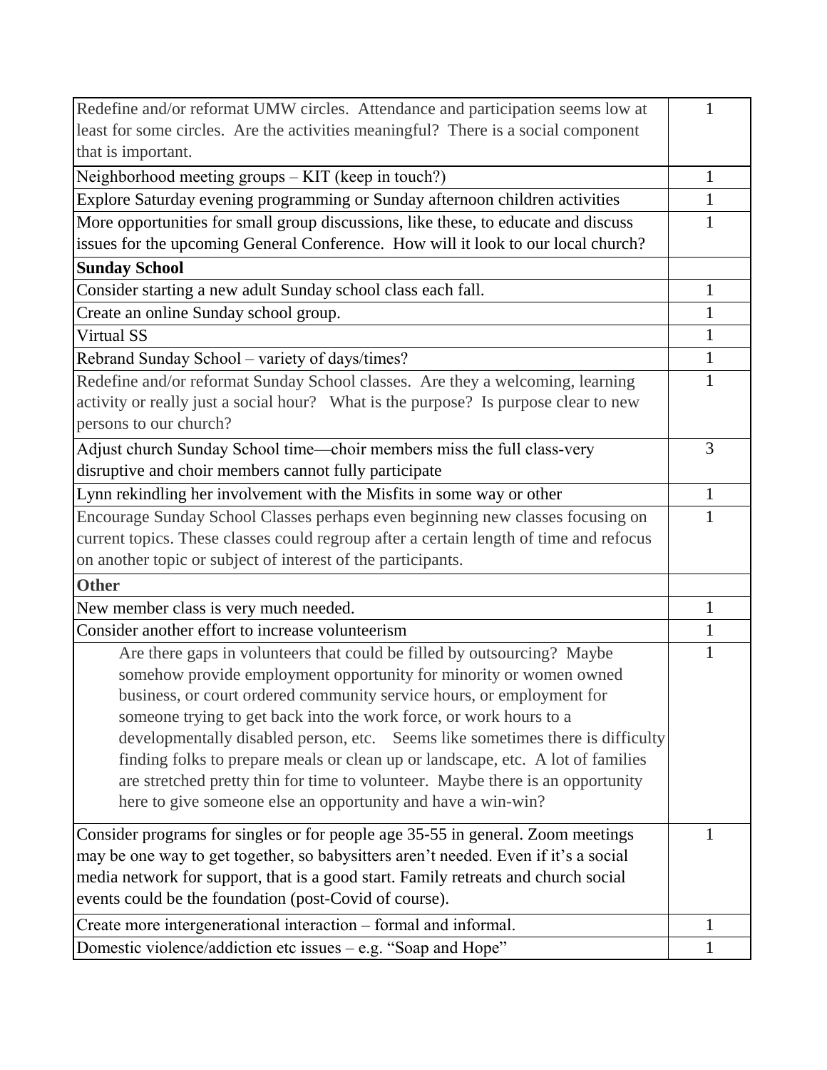| | |
|---|---|
| Redefine and/or reformat UMW circles. Attendance and participation seems low at least for some circles. Are the activities meaningful? There is a social component that is important. | 1 |
| Neighborhood meeting groups – KIT (keep in touch?) | 1 |
| Explore Saturday evening programming or Sunday afternoon children activities | 1 |
| More opportunities for small group discussions, like these, to educate and discuss issues for the upcoming General Conference. How will it look to our local church? | 1 |
| **Sunday School** | |
| Consider starting a new adult Sunday school class each fall. | 1 |
| Create an online Sunday school group. | 1 |
| Virtual SS | 1 |
| Rebrand Sunday School – variety of days/times? | 1 |
| Redefine and/or reformat Sunday School classes. Are they a welcoming, learning activity or really just a social hour? What is the purpose? Is purpose clear to new persons to our church? | 1 |
| Adjust church Sunday School time—choir members miss the full class-very disruptive and choir members cannot fully participate | 3 |
| Lynn rekindling her involvement with the Misfits in some way or other | 1 |
| Encourage Sunday School Classes perhaps even beginning new classes focusing on current topics. These classes could regroup after a certain length of time and refocus on another topic or subject of interest of the participants. | 1 |
| **Other** | |
| New member class is very much needed. | 1 |
| Consider another effort to increase volunteerism | 1 |
| Are there gaps in volunteers that could be filled by outsourcing? Maybe somehow provide employment opportunity for minority or women owned business, or court ordered community service hours, or employment for someone trying to get back into the work force, or work hours to a developmentally disabled person, etc. Seems like sometimes there is difficulty finding folks to prepare meals or clean up or landscape, etc. A lot of families are stretched pretty thin for time to volunteer. Maybe there is an opportunity here to give someone else an opportunity and have a win-win? | 1 |
| Consider programs for singles or for people age 35-55 in general. Zoom meetings may be one way to get together, so babysitters aren't needed. Even if it's a social media network for support, that is a good start. Family retreats and church social events could be the foundation (post-Covid of course). | 1 |
| Create more intergenerational interaction – formal and informal. | 1 |
| Domestic violence/addiction etc issues – e.g. "Soap and Hope" | 1 |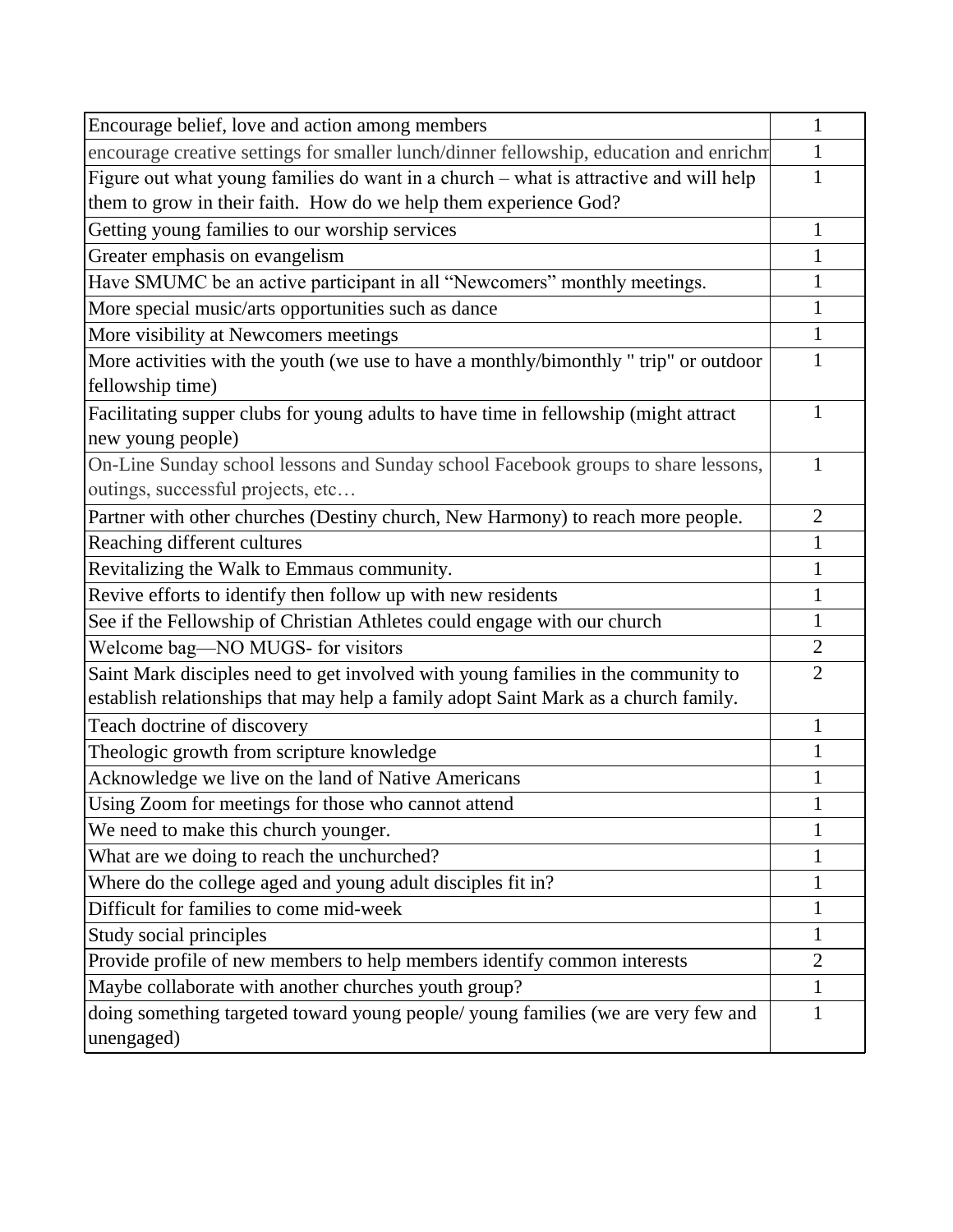| | |
|---|---|
| Encourage belief, love and action among members | 1 |
| encourage creative settings for smaller lunch/dinner fellowship, education and enrichm | 1 |
| Figure out what young families do want in a church – what is attractive and will help them to grow in their faith. How do we help them experience God? | 1 |
| Getting young families to our worship services | 1 |
| Greater emphasis on evangelism | 1 |
| Have SMUMC be an active participant in all "Newcomers" monthly meetings. | 1 |
| More special music/arts opportunities such as dance | 1 |
| More visibility at Newcomers meetings | 1 |
| More activities with the youth (we use to have a monthly/bimonthly " trip" or outdoor fellowship time) | 1 |
| Facilitating supper clubs for young adults to have time in fellowship (might attract new young people) | 1 |
| On-Line Sunday school lessons and Sunday school Facebook groups to share lessons, outings, successful projects, etc… | 1 |
| Partner with other churches (Destiny church, New Harmony) to reach more people. | 2 |
| Reaching different cultures | 1 |
| Revitalizing the Walk to Emmaus community. | 1 |
| Revive efforts to identify then follow up with new residents | 1 |
| See if the Fellowship of Christian Athletes could engage with our church | 1 |
| Welcome bag—NO MUGS- for visitors | 2 |
| Saint Mark disciples need to get involved with young families in the community to establish relationships that may help a family adopt Saint Mark as a church family. | 2 |
| Teach doctrine of discovery | 1 |
| Theologic growth from scripture knowledge | 1 |
| Acknowledge we live on the land of Native Americans | 1 |
| Using Zoom for meetings for those who cannot attend | 1 |
| We need to make this church younger. | 1 |
| What are we doing to reach the unchurched? | 1 |
| Where do the college aged and young adult disciples fit in? | 1 |
| Difficult for families to come mid-week | 1 |
| Study social principles | 1 |
| Provide profile of new members to help members identify common interests | 2 |
| Maybe collaborate with another churches youth group? | 1 |
| doing something targeted toward young people/ young families (we are very few and unengaged) | 1 |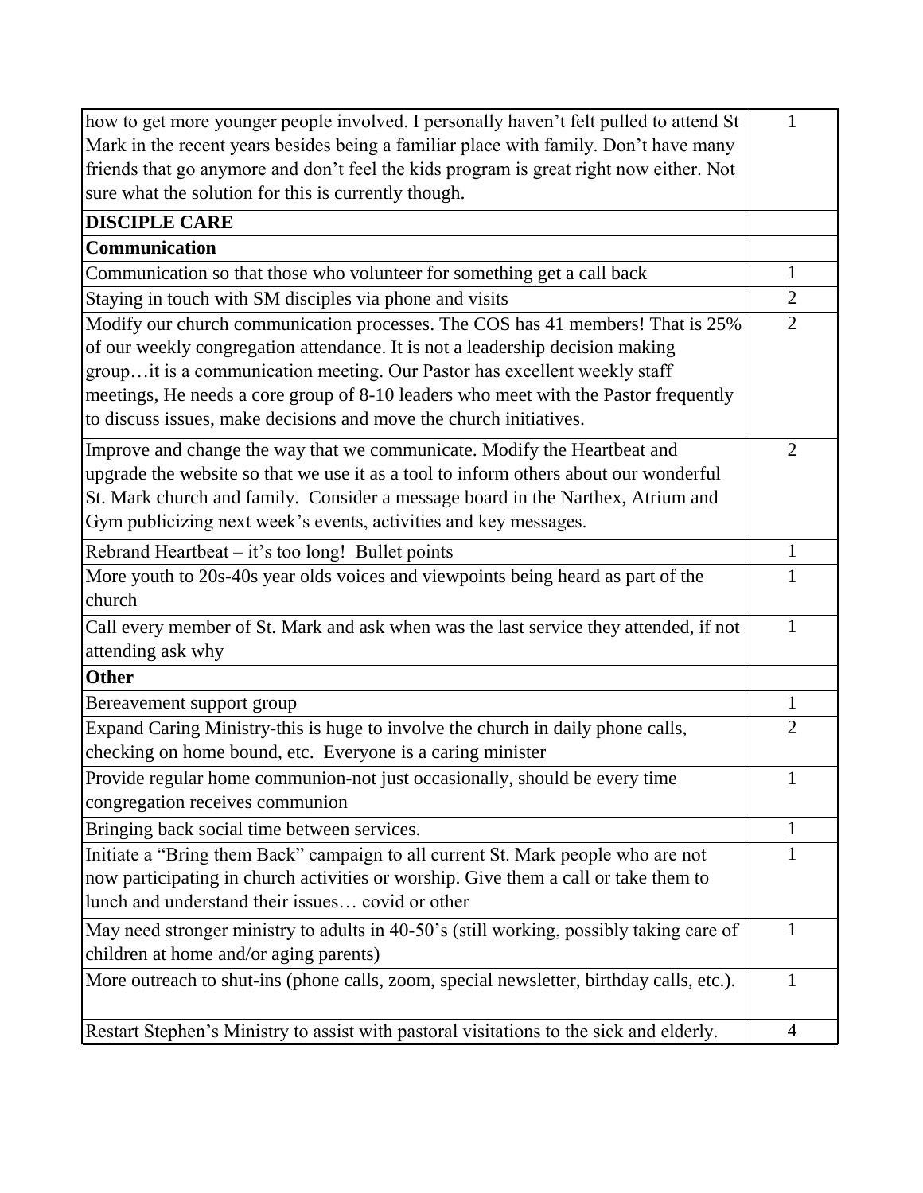| | |
|---|---|
| how to get more younger people involved. I personally haven't felt pulled to attend St Mark in the recent years besides being a familiar place with family. Don't have many friends that go anymore and don't feel the kids program is great right now either. Not sure what the solution for this is currently though. | 1 |
| **DISCIPLE CARE** | |
| **Communication** | |
| Communication so that those who volunteer for something get a call back | 1 |
| Staying in touch with SM disciples via phone and visits | 2 |
| Modify our church communication processes. The COS has 41 members! That is 25% of our weekly congregation attendance. It is not a leadership decision making group…it is a communication meeting. Our Pastor has excellent weekly staff meetings, He needs a core group of 8-10 leaders who meet with the Pastor frequently to discuss issues, make decisions and move the church initiatives. | 2 |
| Improve and change the way that we communicate. Modify the Heartbeat and upgrade the website so that we use it as a tool to inform others about our wonderful St. Mark church and family. Consider a message board in the Narthex, Atrium and Gym publicizing next week's events, activities and key messages. | 2 |
| Rebrand Heartbeat – it's too long! Bullet points | 1 |
| More youth to 20s-40s year olds voices and viewpoints being heard as part of the church | 1 |
| Call every member of St. Mark and ask when was the last service they attended, if not attending ask why | 1 |
| **Other** | |
| Bereavement support group | 1 |
| Expand Caring Ministry-this is huge to involve the church in daily phone calls, checking on home bound, etc. Everyone is a caring minister | 2 |
| Provide regular home communion-not just occasionally, should be every time congregation receives communion | 1 |
| Bringing back social time between services. | 1 |
| Initiate a "Bring them Back" campaign to all current St. Mark people who are not now participating in church activities or worship. Give them a call or take them to lunch and understand their issues… covid or other | 1 |
| May need stronger ministry to adults in 40-50's (still working, possibly taking care of children at home and/or aging parents) | 1 |
| More outreach to shut-ins (phone calls, zoom, special newsletter, birthday calls, etc.). | 1 |
| Restart Stephen's Ministry to assist with pastoral visitations to the sick and elderly. | 4 |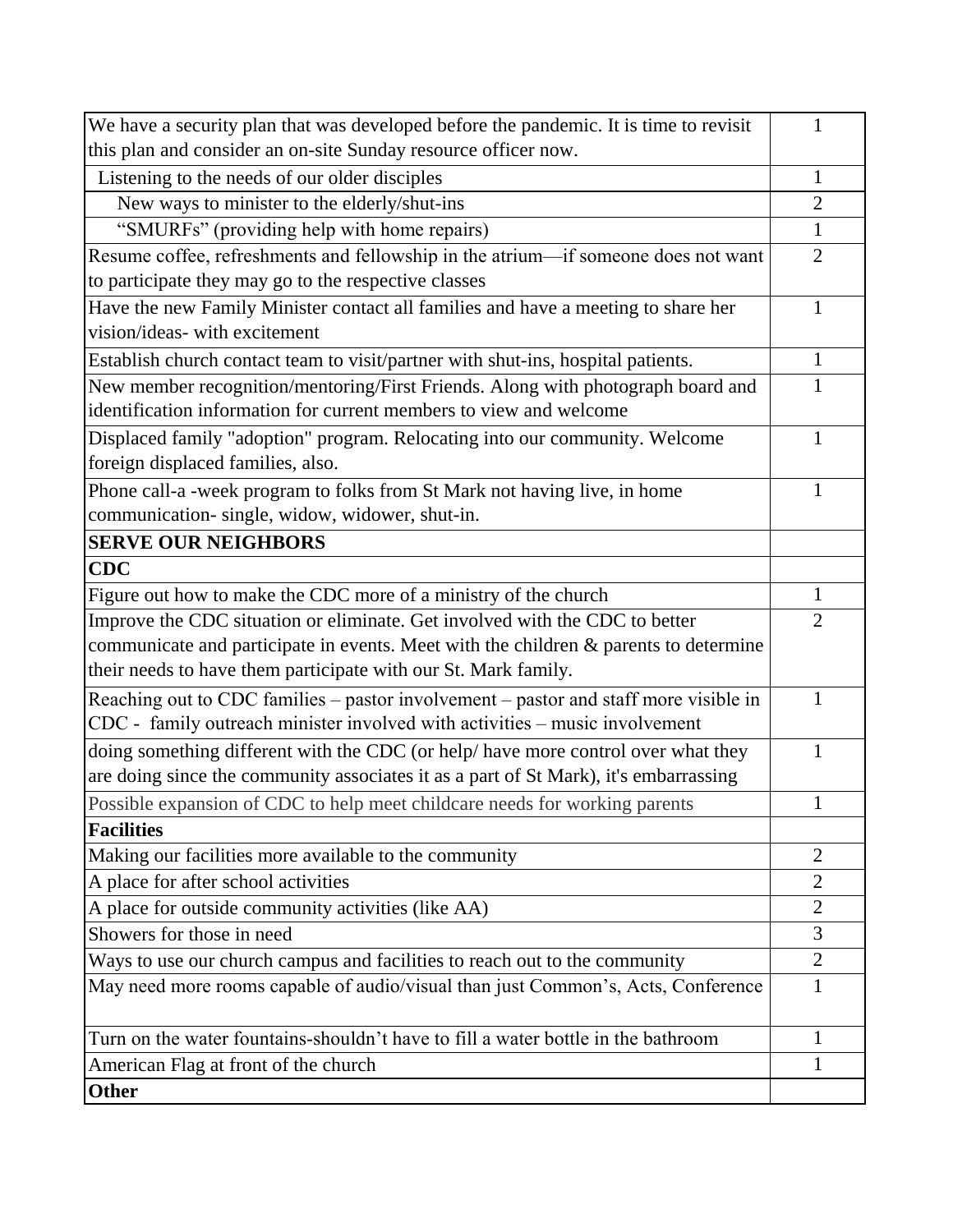| | |
|---|---|
| We have a security plan that was developed before the pandemic. It is time to revisit this plan and consider an on-site Sunday resource officer now. | 1 |
| Listening to the needs of our older disciples | 1 |
| New ways to minister to the elderly/shut-ins | 2 |
| “SMURFs” (providing help with home repairs) | 1 |
| Resume coffee, refreshments and fellowship in the atrium—if someone does not want to participate they may go to the respective classes | 2 |
| Have the new Family Minister contact all families and have a meeting to share her vision/ideas- with excitement | 1 |
| Establish church contact team to visit/partner with shut-ins, hospital patients. | 1 |
| New member recognition/mentoring/First Friends. Along with photograph board and identification information for current members to view and welcome | 1 |
| Displaced family "adoption" program. Relocating into our community. Welcome foreign displaced families, also. | 1 |
| Phone call-a -week program to folks from St Mark not having live, in home communication- single, widow, widower, shut-in. | 1 |
| **SERVE OUR NEIGHBORS** | |
| **CDC** | |
| Figure out how to make the CDC more of a ministry of the church | 1 |
| Improve the CDC situation or eliminate. Get involved with the CDC to better communicate and participate in events. Meet with the children & parents to determine their needs to have them participate with our St. Mark family. | 2 |
| Reaching out to CDC families – pastor involvement – pastor and staff more visible in CDC - family outreach minister involved with activities – music involvement | 1 |
| doing something different with the CDC (or help/ have more control over what they are doing since the community associates it as a part of St Mark), it's embarrassing | 1 |
| Possible expansion of CDC to help meet childcare needs for working parents | 1 |
| **Facilities** | |
| Making our facilities more available to the community | 2 |
| A place for after school activities | 2 |
| A place for outside community activities (like AA) | 2 |
| Showers for those in need | 3 |
| Ways to use our church campus and facilities to reach out to the community | 2 |
| May need more rooms capable of audio/visual than just Common’s, Acts, Conference | 1 |
| Turn on the water fountains-shouldn’t have to fill a water bottle in the bathroom | 1 |
| American Flag at front of the church | 1 |
| **Other** | |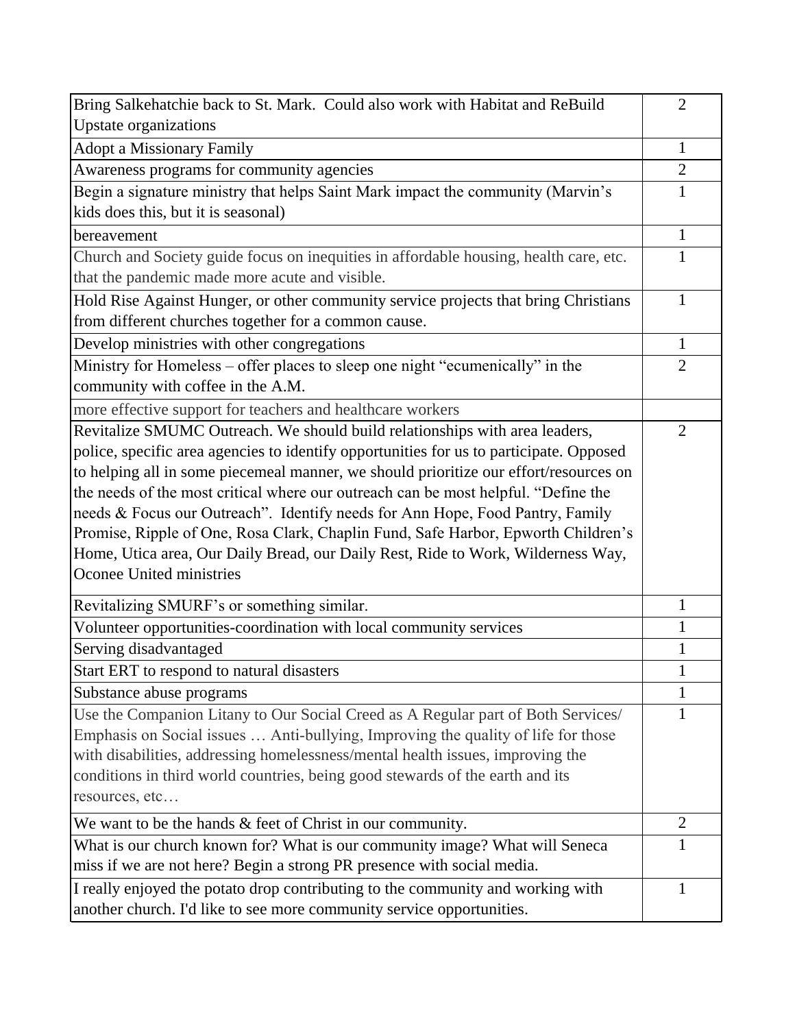| | |
|---|---|
| Bring Salkehatchie back to St. Mark. Could also work with Habitat and ReBuild Upstate organizations | 2 |
| Adopt a Missionary Family | 1 |
| Awareness programs for community agencies | 2 |
| Begin a signature ministry that helps Saint Mark impact the community (Marvin's kids does this, but it is seasonal) | 1 |
| bereavement | 1 |
| Church and Society guide focus on inequities in affordable housing, health care, etc. that the pandemic made more acute and visible. | 1 |
| Hold Rise Against Hunger, or other community service projects that bring Christians from different churches together for a common cause. | 1 |
| Develop ministries with other congregations | 1 |
| Ministry for Homeless – offer places to sleep one night "ecumenically" in the community with coffee in the A.M. | 2 |
| more effective support for teachers and healthcare workers | |
| Revitalize SMUMC Outreach. We should build relationships with area leaders, police, specific area agencies to identify opportunities for us to participate. Opposed to helping all in some piecemeal manner, we should prioritize our effort/resources on the needs of the most critical where our outreach can be most helpful. "Define the needs & Focus our Outreach". Identify needs for Ann Hope, Food Pantry, Family Promise, Ripple of One, Rosa Clark, Chaplin Fund, Safe Harbor, Epworth Children's Home, Utica area, Our Daily Bread, our Daily Rest, Ride to Work, Wilderness Way, Oconee United ministries | 2 |
| Revitalizing SMURF's or something similar. | 1 |
| Volunteer opportunities-coordination with local community services | 1 |
| Serving disadvantaged | 1 |
| Start ERT to respond to natural disasters | 1 |
| Substance abuse programs | 1 |
| Use the Companion Litany to Our Social Creed as A Regular part of Both Services/ Emphasis on Social issues … Anti-bullying, Improving the quality of life for those with disabilities, addressing homelessness/mental health issues, improving the conditions in third world countries, being good stewards of the earth and its resources, etc… | 1 |
| We want to be the hands & feet of Christ in our community. | 2 |
| What is our church known for? What is our community image? What will Seneca miss if we are not here? Begin a strong PR presence with social media. | 1 |
| I really enjoyed the potato drop contributing to the community and working with another church. I'd like to see more community service opportunities. | 1 |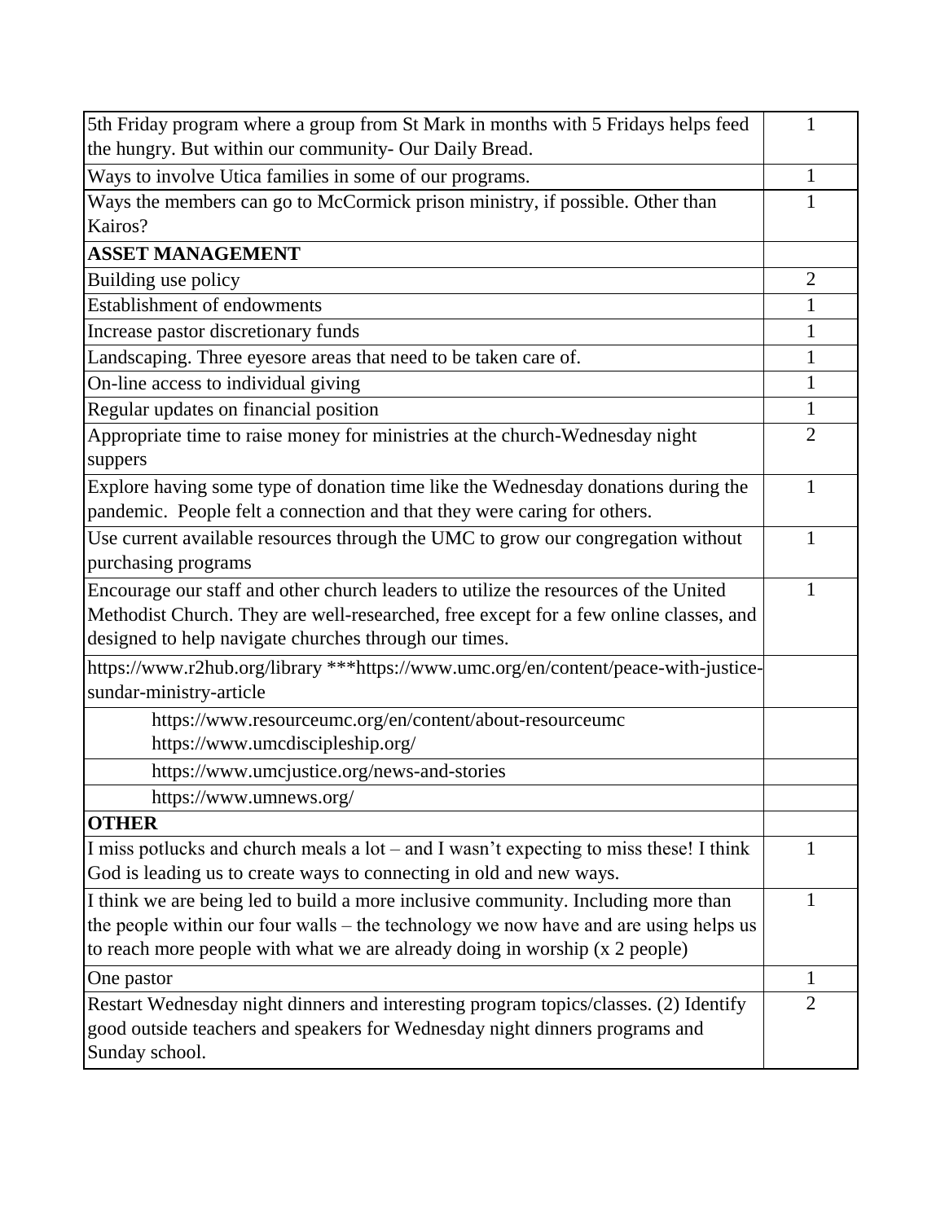| | |
|---|---|
| 5th Friday program where a group from St Mark in months with 5 Fridays helps feed the hungry. But within our community- Our Daily Bread. | 1 |
| Ways to involve Utica families in some of our programs. | 1 |
| Ways the members can go to McCormick prison ministry, if possible. Other than Kairos? | 1 |
| **ASSET MANAGEMENT** | |
| Building use policy | 2 |
| Establishment of endowments | 1 |
| Increase pastor discretionary funds | 1 |
| Landscaping. Three eyesore areas that need to be taken care of. | 1 |
| On-line access to individual giving | 1 |
| Regular updates on financial position | 1 |
| Appropriate time to raise money for ministries at the church-Wednesday night suppers | 2 |
| Explore having some type of donation time like the Wednesday donations during the pandemic. People felt a connection and that they were caring for others. | 1 |
| Use current available resources through the UMC to grow our congregation without purchasing programs | 1 |
| Encourage our staff and other church leaders to utilize the resources of the United Methodist Church. They are well-researched, free except for a few online classes, and designed to help navigate churches through our times. | 1 |
| https://www.r2hub.org/library ***https://www.umc.org/en/content/peace-with-justice-sundar-ministry-article | |
| https://www.resourceumc.org/en/content/about-resourceumc https://www.umcdiscipleship.org/ | |
| https://www.umcjustice.org/news-and-stories | |
| https://www.umnews.org/ | |
| **OTHER** | |
| I miss potlucks and church meals a lot – and I wasn't expecting to miss these! I think God is leading us to create ways to connecting in old and new ways. | 1 |
| I think we are being led to build a more inclusive community. Including more than the people within our four walls – the technology we now have and are using helps us to reach more people with what we are already doing in worship (x 2 people) | 1 |
| One pastor | 1 |
| Restart Wednesday night dinners and interesting program topics/classes. (2) Identify good outside teachers and speakers for Wednesday night dinners programs and Sunday school. | 2 |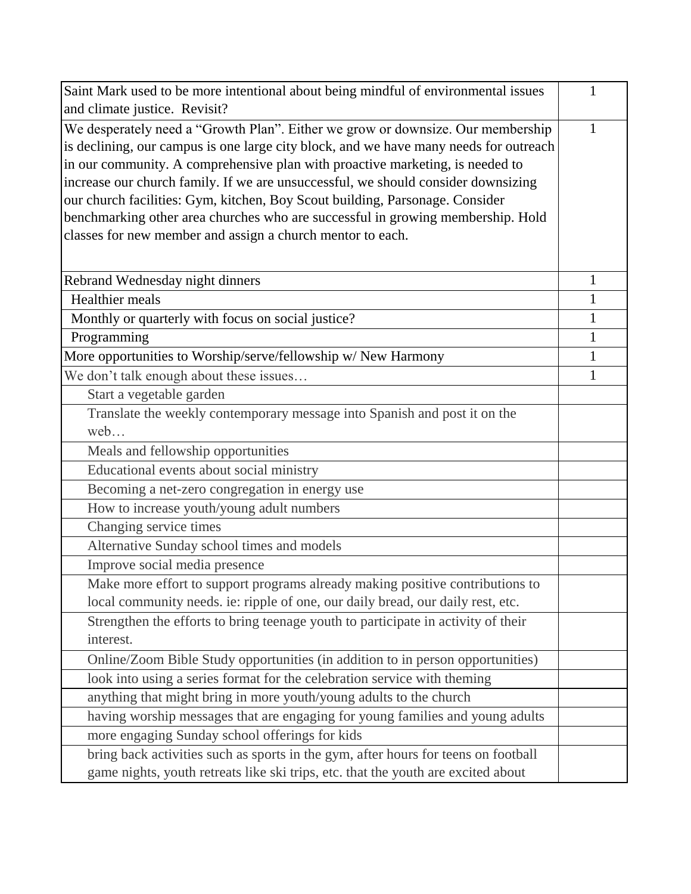| | |
|---|---|
| Saint Mark used to be more intentional about being mindful of environmental issues and climate justice. Revisit? | 1 |
| We desperately need a "Growth Plan". Either we grow or downsize. Our membership is declining, our campus is one large city block, and we have many needs for outreach in our community. A comprehensive plan with proactive marketing, is needed to increase our church family. If we are unsuccessful, we should consider downsizing our church facilities: Gym, kitchen, Boy Scout building, Parsonage. Consider benchmarking other area churches who are successful in growing membership. Hold classes for new member and assign a church mentor to each. | 1 |
| Rebrand Wednesday night dinners | 1 |
| Healthier meals | 1 |
| Monthly or quarterly with focus on social justice? | 1 |
| Programming | 1 |
| More opportunities to Worship/serve/fellowship w/ New Harmony | 1 |
| We don't talk enough about these issues… | 1 |
| Start a vegetable garden | |
| Translate the weekly contemporary message into Spanish and post it on the web… | |
| Meals and fellowship opportunities | |
| Educational events about social ministry | |
| Becoming a net-zero congregation in energy use | |
| How to increase youth/young adult numbers | |
| Changing service times | |
| Alternative Sunday school times and models | |
| Improve social media presence | |
| Make more effort to support programs already making positive contributions to local community needs. ie: ripple of one, our daily bread, our daily rest, etc. | |
| Strengthen the efforts to bring teenage youth to participate in activity of their interest. | |
| Online/Zoom Bible Study opportunities (in addition to in person opportunities) | |
| look into using a series format for the celebration service with theming | |
| anything that might bring in more youth/young adults to the church | |
| having worship messages that are engaging for young families and young adults | |
| more engaging Sunday school offerings for kids | |
| bring back activities such as sports in the gym, after hours for teens on football game nights, youth retreats like ski trips, etc. that the youth are excited about | |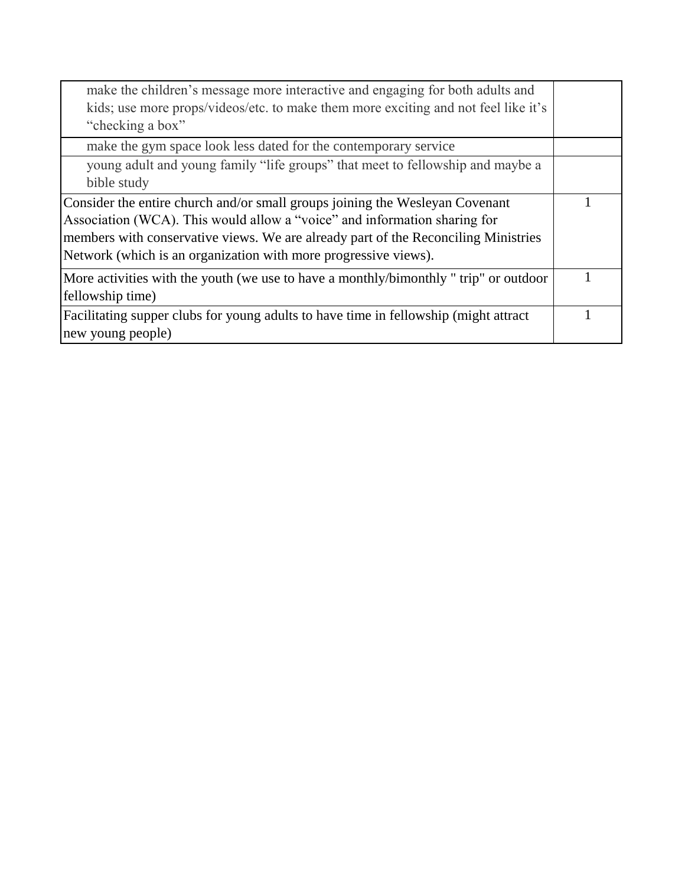| | |
|---|---|
| make the children’s message more interactive and engaging for both adults and kids; use more props/videos/etc. to make them more exciting and not feel like it’s “checking a box” | |
| make the gym space look less dated for the contemporary service | |
| young adult and young family “life groups” that meet to fellowship and maybe a bible study | |
| Consider the entire church and/or small groups joining the Wesleyan Covenant Association (WCA). This would allow a “voice” and information sharing for members with conservative views. We are already part of the Reconciling Ministries Network (which is an organization with more progressive views). | 1 |
| More activities with the youth (we use to have a monthly/bimonthly " trip" or outdoor fellowship time) | 1 |
| Facilitating supper clubs for young adults to have time in fellowship (might attract new young people) | 1 |